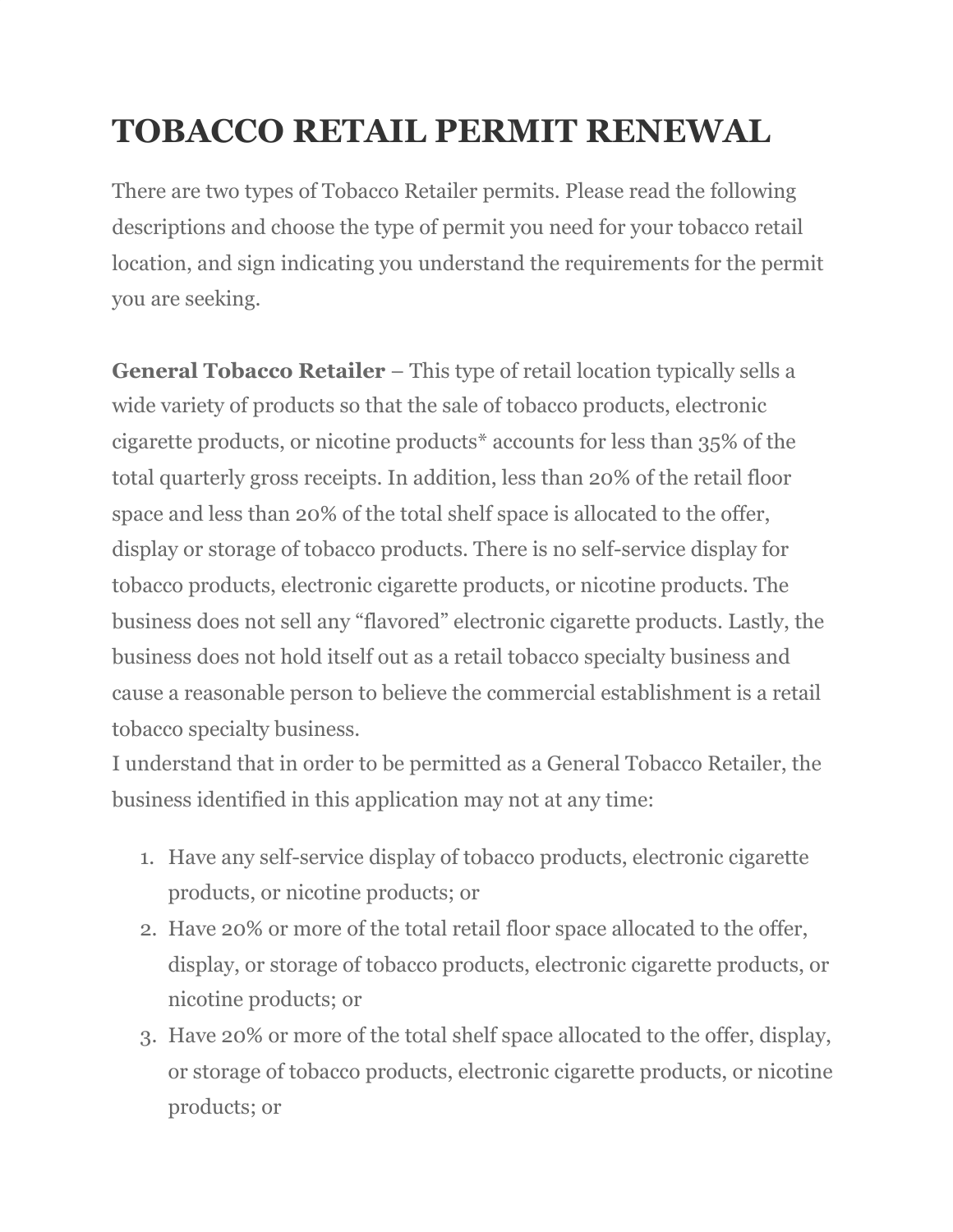# TOBACCO RETAIL PERMIT RENEWAL

There are two types of Tobacco Retailer permits. Please read the following descriptions and choose the type of permit you need for your tobacco retail location, and sign indicating you understand the requirements for the permit you are seeking.

**General Tobacco Retailer** – This type of retail location typically sells a wide variety of products so that the sale of tobacco products, electronic cigarette products, or nicotine products* accounts for less than 35% of the total quarterly gross receipts. In addition, less than 20% of the retail floor space and less than 20% of the total shelf space is allocated to the offer, display or storage of tobacco products. There is no self-service display for tobacco products, electronic cigarette products, or nicotine products. The business does not sell any "flavored" electronic cigarette products. Lastly, the business does not hold itself out as a retail tobacco specialty business and cause a reasonable person to believe the commercial establishment is a retail tobacco specialty business.

I understand that in order to be permitted as a General Tobacco Retailer, the business identified in this application may not at any time:

1. Have any self-service display of tobacco products, electronic cigarette products, or nicotine products; or
2. Have 20% or more of the total retail floor space allocated to the offer, display, or storage of tobacco products, electronic cigarette products, or nicotine products; or
3. Have 20% or more of the total shelf space allocated to the offer, display, or storage of tobacco products, electronic cigarette products, or nicotine products; or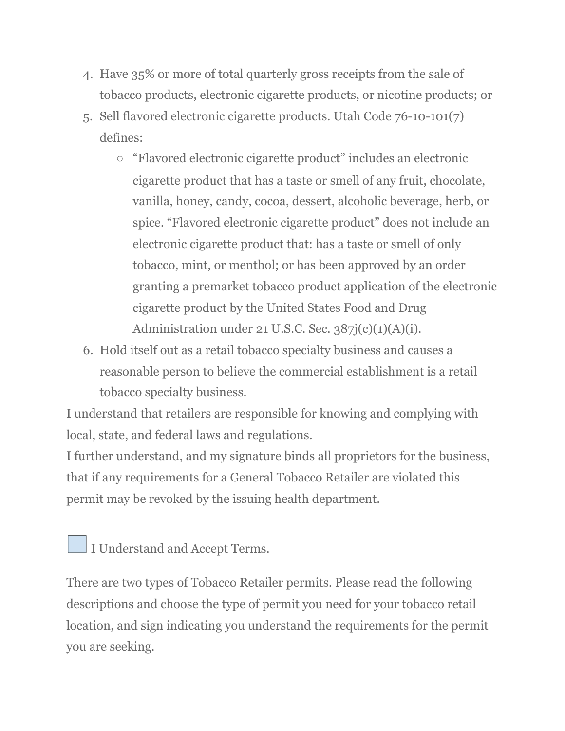4. Have 35% or more of total quarterly gross receipts from the sale of tobacco products, electronic cigarette products, or nicotine products; or
5. Sell flavored electronic cigarette products. Utah Code 76-10-101(7) defines:
   - "Flavored electronic cigarette product" includes an electronic cigarette product that has a taste or smell of any fruit, chocolate, vanilla, honey, candy, cocoa, dessert, alcoholic beverage, herb, or spice. "Flavored electronic cigarette product" does not include an electronic cigarette product that: has a taste or smell of only tobacco, mint, or menthol; or has been approved by an order granting a premarket tobacco product application of the electronic cigarette product by the United States Food and Drug Administration under 21 U.S.C. Sec. 387j(c)(1)(A)(i).
6. Hold itself out as a retail tobacco specialty business and causes a reasonable person to believe the commercial establishment is a retail tobacco specialty business.

I understand that retailers are responsible for knowing and complying with local, state, and federal laws and regulations.

I further understand, and my signature binds all proprietors for the business, that if any requirements for a General Tobacco Retailer are violated this permit may be revoked by the issuing health department.

☐ I Understand and Accept Terms.

There are two types of Tobacco Retailer permits. Please read the following descriptions and choose the type of permit you need for your tobacco retail location, and sign indicating you understand the requirements for the permit you are seeking.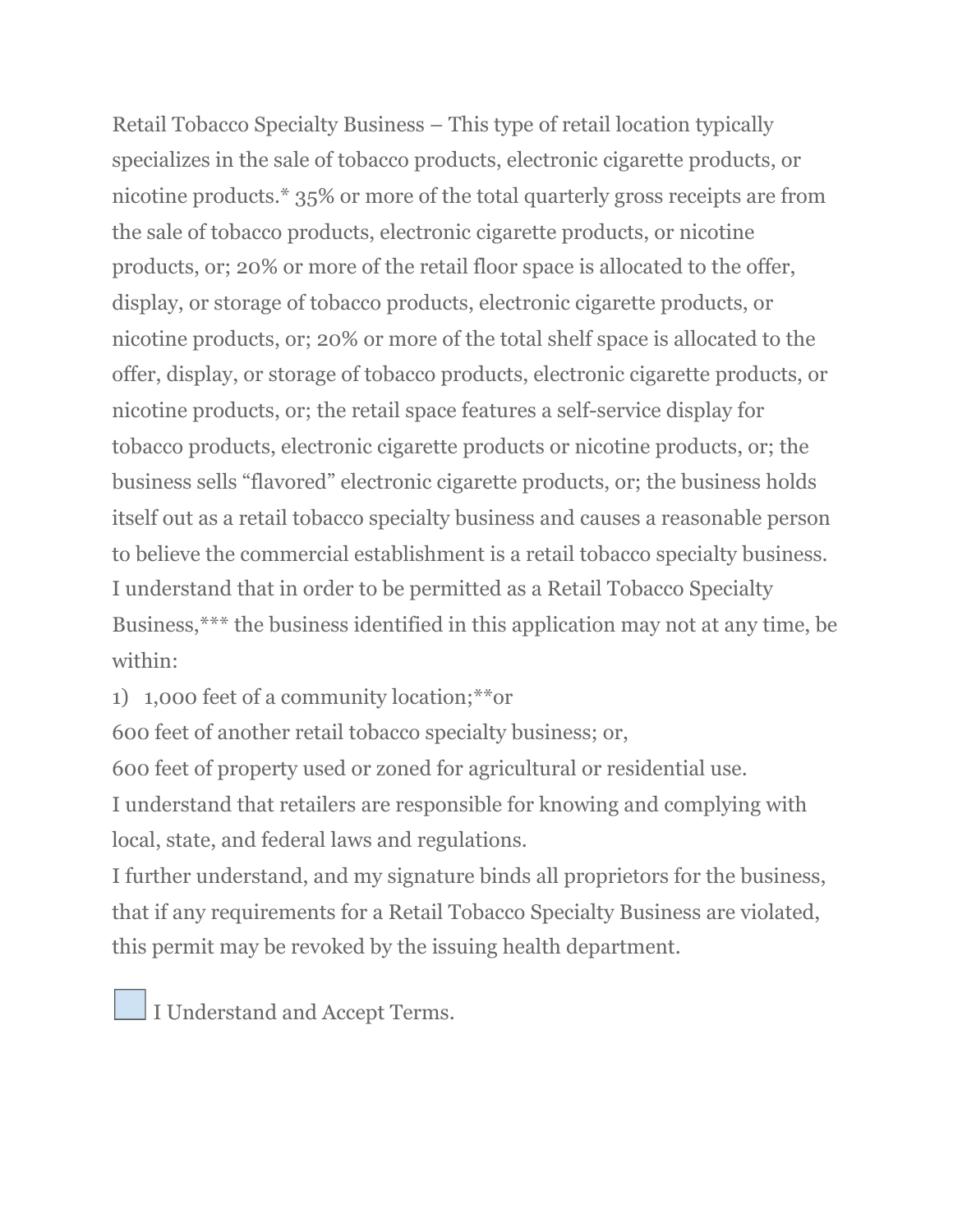Retail Tobacco Specialty Business – This type of retail location typically specializes in the sale of tobacco products, electronic cigarette products, or nicotine products.* 35% or more of the total quarterly gross receipts are from the sale of tobacco products, electronic cigarette products, or nicotine products, or; 20% or more of the retail floor space is allocated to the offer, display, or storage of tobacco products, electronic cigarette products, or nicotine products, or; 20% or more of the total shelf space is allocated to the offer, display, or storage of tobacco products, electronic cigarette products, or nicotine products, or; the retail space features a self-service display for tobacco products, electronic cigarette products or nicotine products, or; the business sells "flavored" electronic cigarette products, or; the business holds itself out as a retail tobacco specialty business and causes a reasonable person to believe the commercial establishment is a retail tobacco specialty business.

I understand that in order to be permitted as a Retail Tobacco Specialty Business,*** the business identified in this application may not at any time, be within:

1) 1,000 feet of a community location;**or

600 feet of another retail tobacco specialty business; or,

600 feet of property used or zoned for agricultural or residential use.

I understand that retailers are responsible for knowing and complying with local, state, and federal laws and regulations.

I further understand, and my signature binds all proprietors for the business, that if any requirements for a Retail Tobacco Specialty Business are violated, this permit may be revoked by the issuing health department.

☐ I Understand and Accept Terms.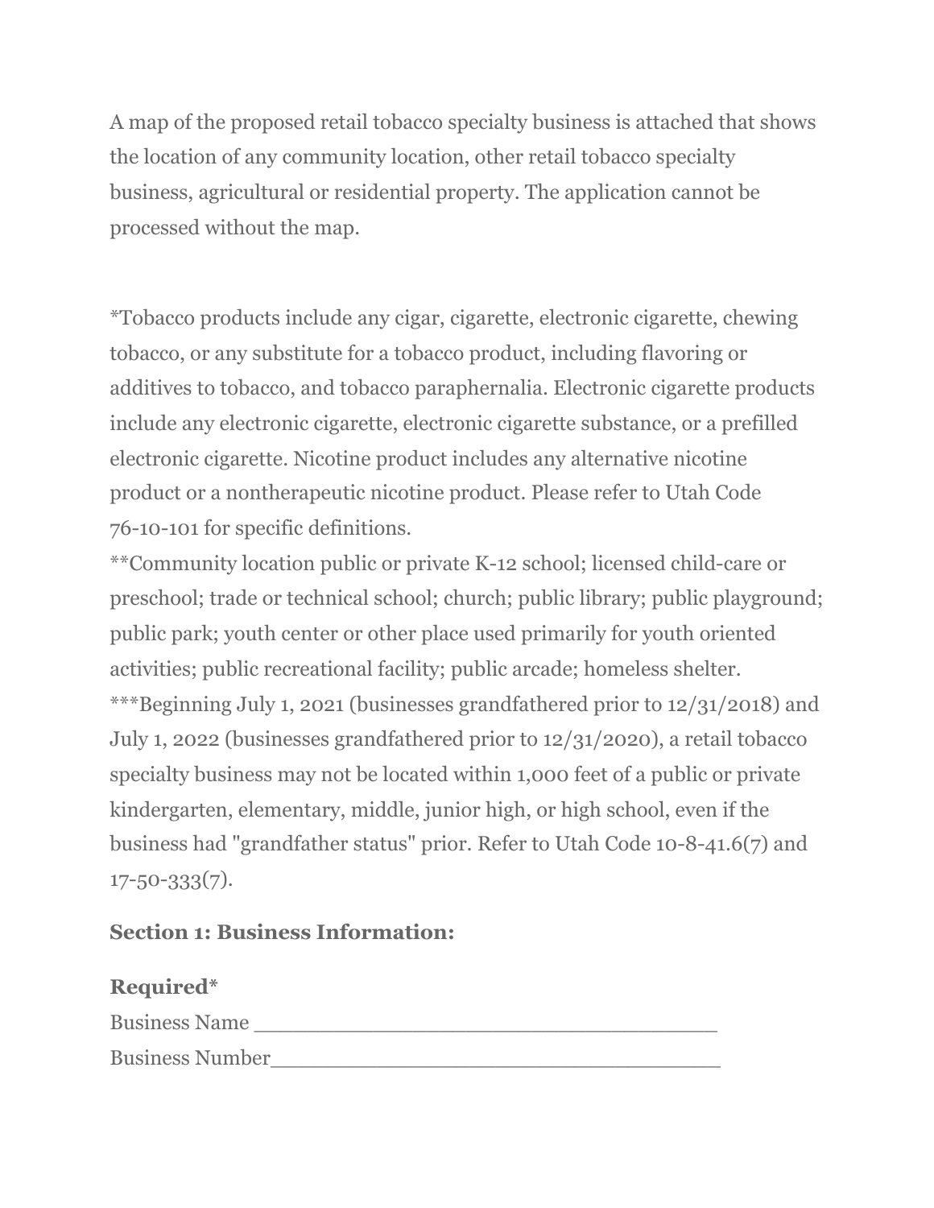A map of the proposed retail tobacco specialty business is attached that shows the location of any community location, other retail tobacco specialty business, agricultural or residential property. The application cannot be processed without the map.

*Tobacco products include any cigar, cigarette, electronic cigarette, chewing tobacco, or any substitute for a tobacco product, including flavoring or additives to tobacco, and tobacco paraphernalia. Electronic cigarette products include any electronic cigarette, electronic cigarette substance, or a prefilled electronic cigarette. Nicotine product includes any alternative nicotine product or a nontherapeutic nicotine product. Please refer to Utah Code 76-10-101 for specific definitions.
**Community location public or private K-12 school; licensed child-care or preschool; trade or technical school; church; public library; public playground; public park; youth center or other place used primarily for youth oriented activities; public recreational facility; public arcade; homeless shelter.
***Beginning July 1, 2021 (businesses grandfathered prior to 12/31/2018) and July 1, 2022 (businesses grandfathered prior to 12/31/2020), a retail tobacco specialty business may not be located within 1,000 feet of a public or private kindergarten, elementary, middle, junior high, or high school, even if the business had "grandfather status" prior. Refer to Utah Code 10-8-41.6(7) and 17-50-333(7).

**Section 1: Business Information:**

**Required***
Business Name ____________________________________
Business Number____________________________________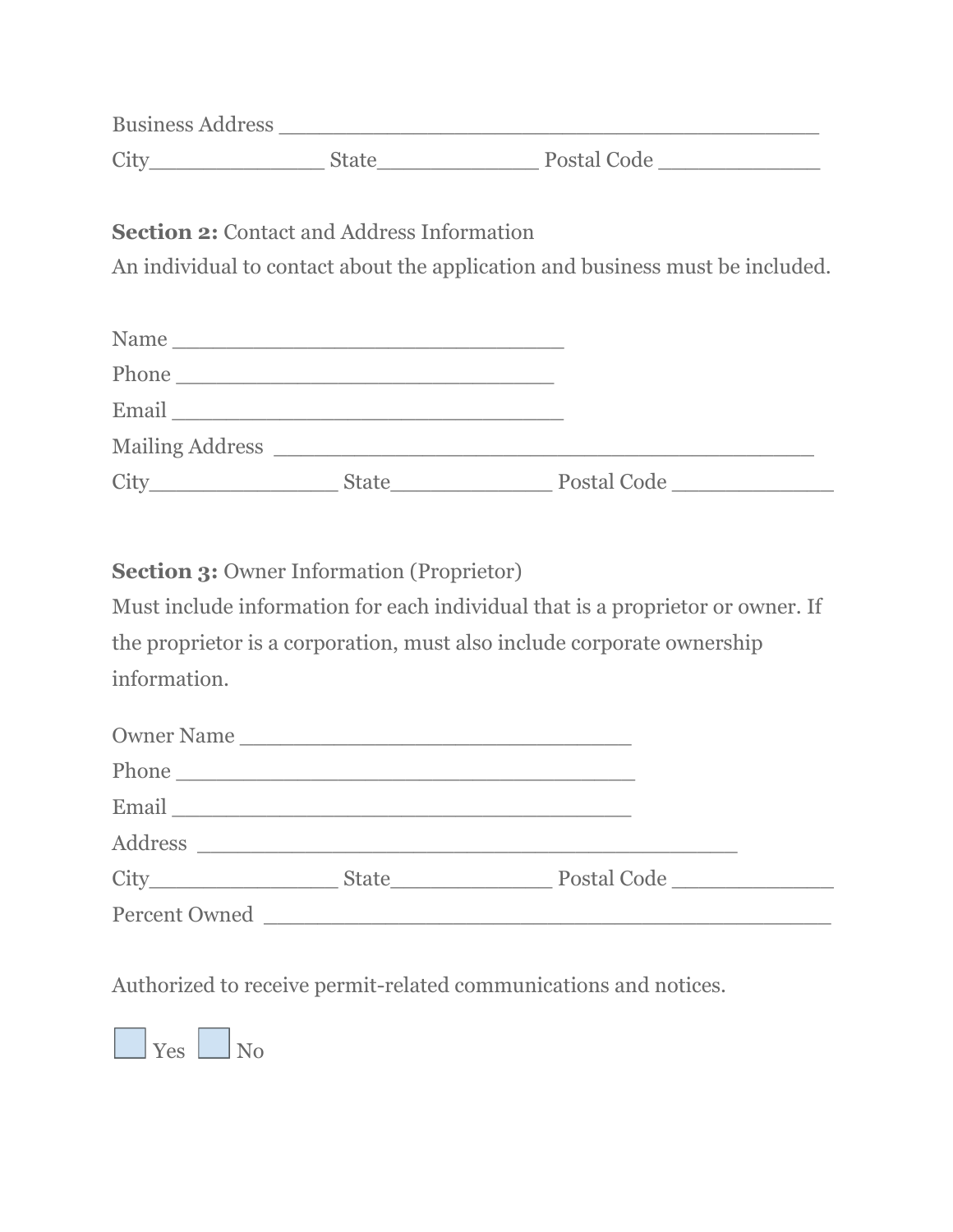Business Address ________________________________________

City_____________ State____________ Postal Code ____________

**Section 2:** Contact and Address Information

An individual to contact about the application and business must be included.

Name _____________________________

Phone ____________________________

Email _____________________________

Mailing Address ________________________________________

City______________ State____________ Postal Code ____________

**Section 3:** Owner Information (Proprietor)

Must include information for each individual that is a proprietor or owner. If the proprietor is a corporation, must also include corporate ownership information.

Owner Name _____________________________

Phone __________________________________

Email __________________________________

Address ________________________________________

City______________ State____________ Postal Code ____________

Percent Owned __________________________________________

Authorized to receive permit-related communications and notices.

☐ Yes ☐ No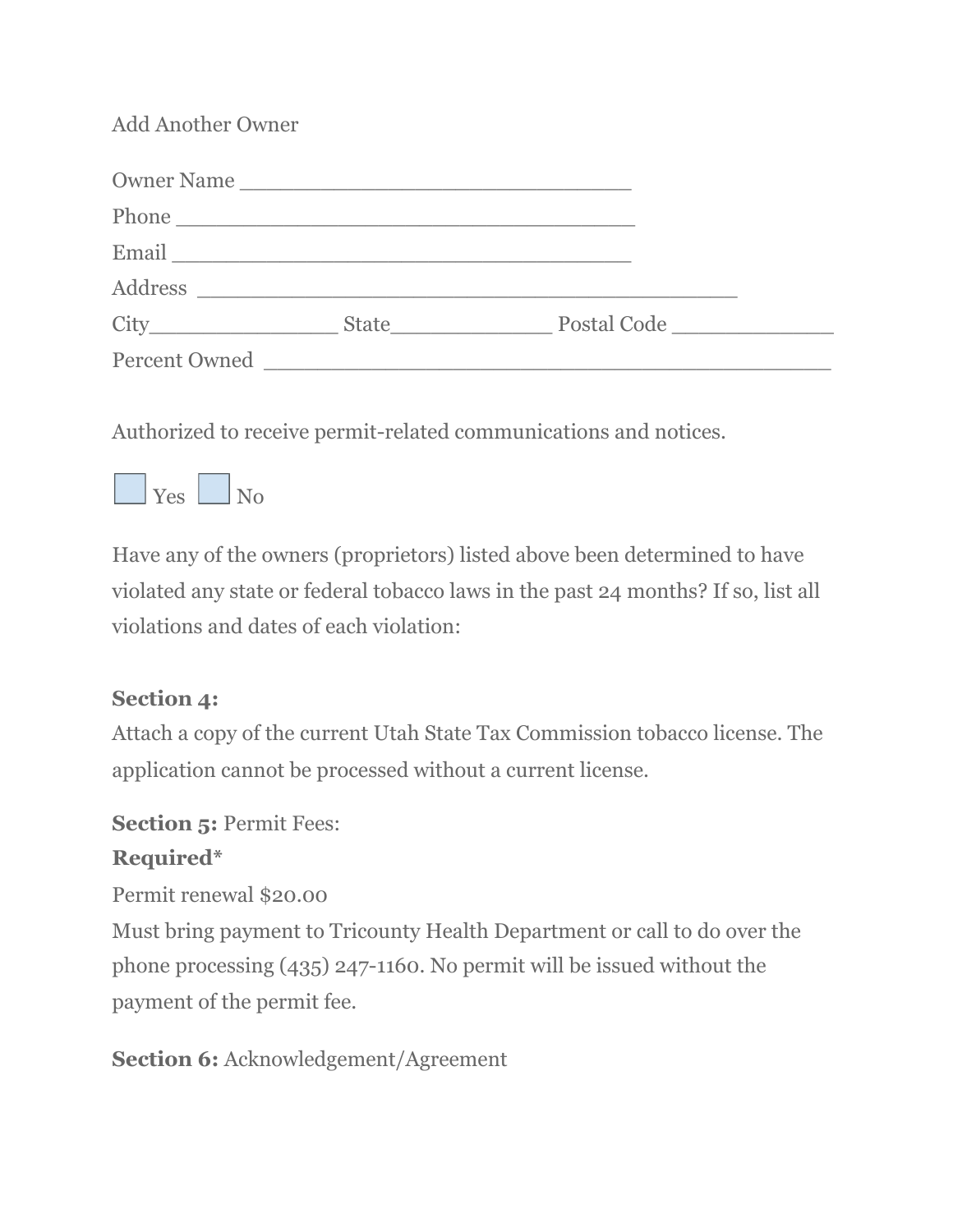Add Another Owner

Owner Name ______________________________

Phone ___________________________________

Email ___________________________________

Address _________________________________________

City_______________ State_____________ Postal Code _____________

Percent Owned ___________________________________________

Authorized to receive permit-related communications and notices.

☐ Yes ☐ No

Have any of the owners (proprietors) listed above been determined to have violated any state or federal tobacco laws in the past 24 months? If so, list all violations and dates of each violation:

**Section 4:**
Attach a copy of the current Utah State Tax Commission tobacco license. The application cannot be processed without a current license.

**Section 5:** Permit Fees:
**Required***
Permit renewal $20.00
Must bring payment to Tricounty Health Department or call to do over the phone processing (435) 247-1160. No permit will be issued without the payment of the permit fee.

**Section 6:** Acknowledgement/Agreement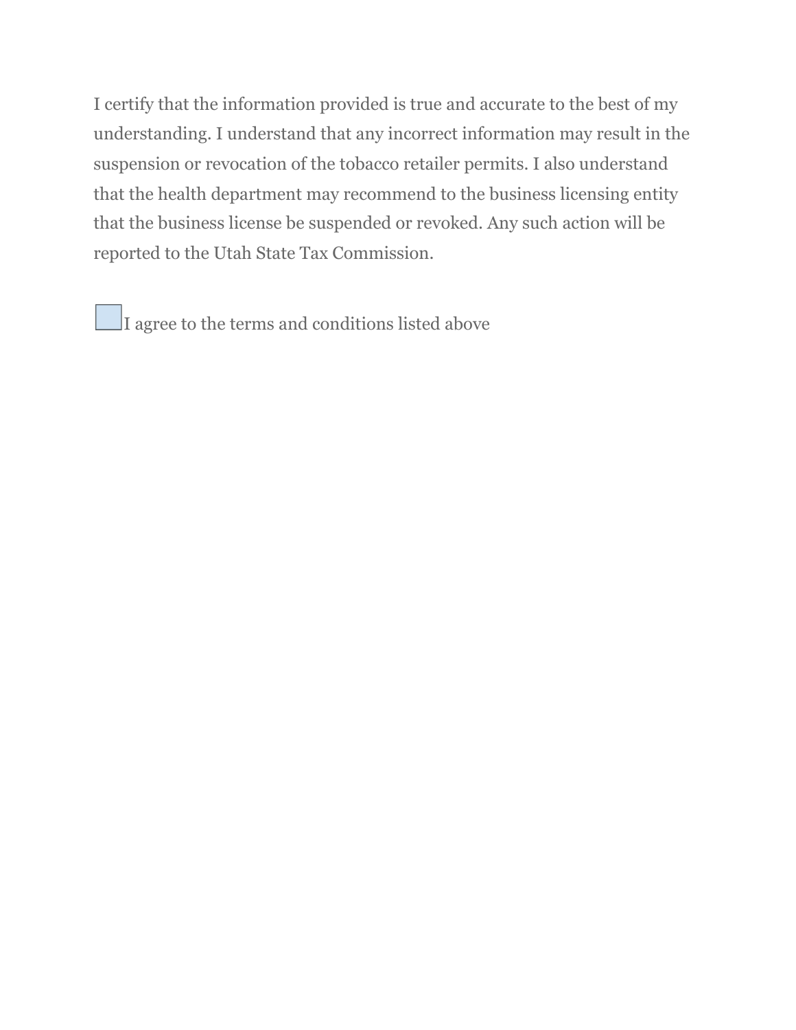I certify that the information provided is true and accurate to the best of my understanding. I understand that any incorrect information may result in the suspension or revocation of the tobacco retailer permits. I also understand that the health department may recommend to the business licensing entity that the business license be suspended or revoked. Any such action will be reported to the Utah State Tax Commission.

☐ I agree to the terms and conditions listed above